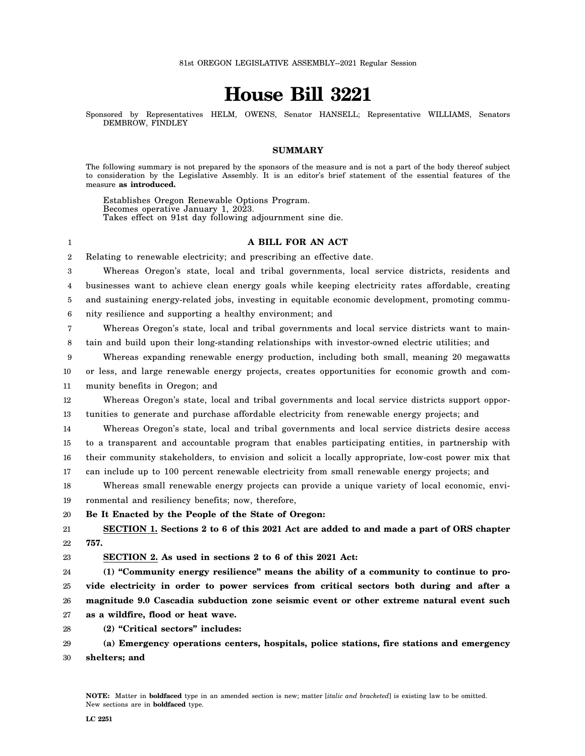81st OREGON LEGISLATIVE ASSEMBLY--2021 Regular Session

# House Bill 3221

Sponsored by Representatives HELM, OWENS, Senator HANSELL; Representative WILLIAMS, Senators DEMBROW, FINDLEY

## SUMMARY

The following summary is not prepared by the sponsors of the measure and is not a part of the body thereof subject to consideration by the Legislative Assembly. It is an editor's brief statement of the essential features of the measure **as introduced.**

Establishes Oregon Renewable Options Program.
Becomes operative January 1, 2023.
Takes effect on 91st day following adjournment sine die.

**A BILL FOR AN ACT**

Relating to renewable electricity; and prescribing an effective date.

Whereas Oregon's state, local and tribal governments, local service districts, residents and businesses want to achieve clean energy goals while keeping electricity rates affordable, creating and sustaining energy-related jobs, investing in equitable economic development, promoting community resilience and supporting a healthy environment; and

Whereas Oregon's state, local and tribal governments and local service districts want to maintain and build upon their long-standing relationships with investor-owned electric utilities; and

Whereas expanding renewable energy production, including both small, meaning 20 megawatts or less, and large renewable energy projects, creates opportunities for economic growth and community benefits in Oregon; and

Whereas Oregon's state, local and tribal governments and local service districts support opportunities to generate and purchase affordable electricity from renewable energy projects; and

Whereas Oregon's state, local and tribal governments and local service districts desire access to a transparent and accountable program that enables participating entities, in partnership with their community stakeholders, to envision and solicit a locally appropriate, low-cost power mix that can include up to 100 percent renewable electricity from small renewable energy projects; and

Whereas small renewable energy projects can provide a unique variety of local economic, environmental and resiliency benefits; now, therefore,

**Be It Enacted by the People of the State of Oregon:**

**SECTION 1. Sections 2 to 6 of this 2021 Act are added to and made a part of ORS chapter 757.**

**SECTION 2. As used in sections 2 to 6 of this 2021 Act:**

**(1) "Community energy resilience" means the ability of a community to continue to provide electricity in order to power services from critical sectors both during and after a magnitude 9.0 Cascadia subduction zone seismic event or other extreme natural event such as a wildfire, flood or heat wave.**

**(2) "Critical sectors" includes:**

**(a) Emergency operations centers, hospitals, police stations, fire stations and emergency shelters; and**

**NOTE:** Matter in **boldfaced** type in an amended section is new; matter [*italic and bracketed*] is existing law to be omitted. New sections are in **boldfaced** type.

LC 2251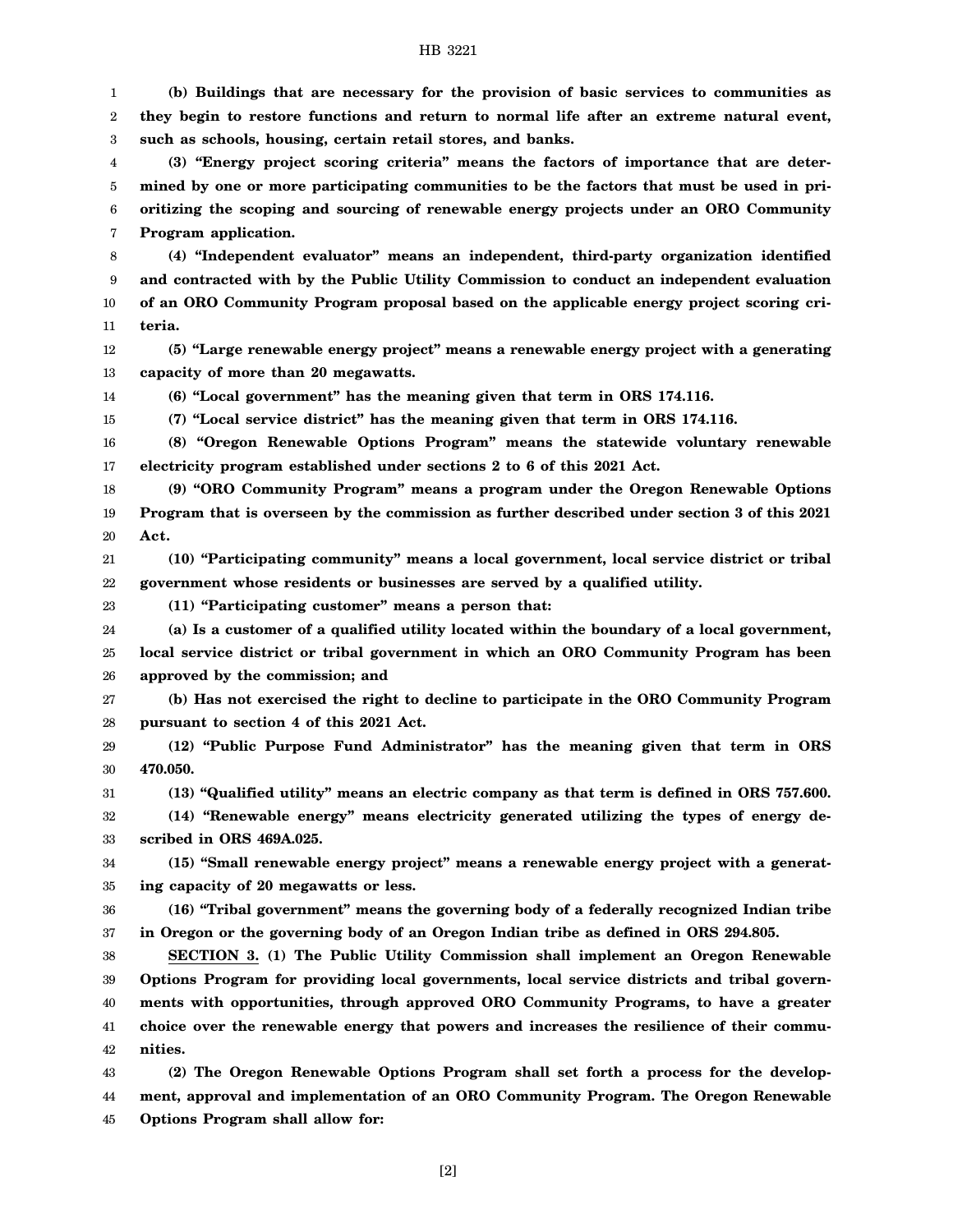**(b) Buildings that are necessary for the provision of basic services to communities as they begin to restore functions and return to normal life after an extreme natural event, such as schools, housing, certain retail stores, and banks.**

**(3) "Energy project scoring criteria" means the factors of importance that are determined by one or more participating communities to be the factors that must be used in prioritizing the scoping and sourcing of renewable energy projects under an ORO Community Program application.**

**(4) "Independent evaluator" means an independent, third-party organization identified and contracted with by the Public Utility Commission to conduct an independent evaluation of an ORO Community Program proposal based on the applicable energy project scoring criteria.**

**(5) "Large renewable energy project" means a renewable energy project with a generating capacity of more than 20 megawatts.**

**(6) "Local government" has the meaning given that term in ORS 174.116.**

**(7) "Local service district" has the meaning given that term in ORS 174.116.**

**(8) "Oregon Renewable Options Program" means the statewide voluntary renewable electricity program established under sections 2 to 6 of this 2021 Act.**

**(9) "ORO Community Program" means a program under the Oregon Renewable Options Program that is overseen by the commission as further described under section 3 of this 2021 Act.**

**(10) "Participating community" means a local government, local service district or tribal government whose residents or businesses are served by a qualified utility.**

**(11) "Participating customer" means a person that:**

**(a) Is a customer of a qualified utility located within the boundary of a local government, local service district or tribal government in which an ORO Community Program has been approved by the commission; and**

**(b) Has not exercised the right to decline to participate in the ORO Community Program pursuant to section 4 of this 2021 Act.**

**(12) "Public Purpose Fund Administrator" has the meaning given that term in ORS 470.050.**

**(13) "Qualified utility" means an electric company as that term is defined in ORS 757.600.**

**(14) "Renewable energy" means electricity generated utilizing the types of energy described in ORS 469A.025.**

**(15) "Small renewable energy project" means a renewable energy project with a generating capacity of 20 megawatts or less.**

**(16) "Tribal government" means the governing body of a federally recognized Indian tribe in Oregon or the governing body of an Oregon Indian tribe as defined in ORS 294.805.**

**SECTION 3. (1) The Public Utility Commission shall implement an Oregon Renewable Options Program for providing local governments, local service districts and tribal governments with opportunities, through approved ORO Community Programs, to have a greater choice over the renewable energy that powers and increases the resilience of their communities.**

**(2) The Oregon Renewable Options Program shall set forth a process for the development, approval and implementation of an ORO Community Program. The Oregon Renewable Options Program shall allow for:**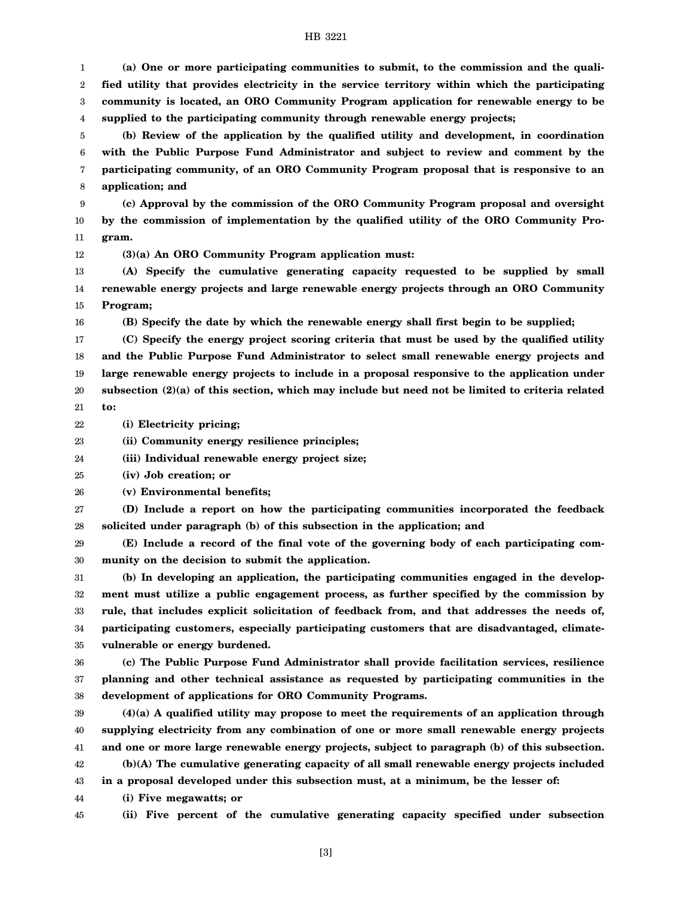**(a) One or more participating communities to submit, to the commission and the qualified utility that provides electricity in the service territory within which the participating community is located, an ORO Community Program application for renewable energy to be supplied to the participating community through renewable energy projects;**

**(b) Review of the application by the qualified utility and development, in coordination with the Public Purpose Fund Administrator and subject to review and comment by the participating community, of an ORO Community Program proposal that is responsive to an application; and**

**(c) Approval by the commission of the ORO Community Program proposal and oversight by the commission of implementation by the qualified utility of the ORO Community Program.**

**(3)(a) An ORO Community Program application must:**

**(A) Specify the cumulative generating capacity requested to be supplied by small renewable energy projects and large renewable energy projects through an ORO Community Program;**

**(B) Specify the date by which the renewable energy shall first begin to be supplied;**

**(C) Specify the energy project scoring criteria that must be used by the qualified utility and the Public Purpose Fund Administrator to select small renewable energy projects and large renewable energy projects to include in a proposal responsive to the application under subsection (2)(a) of this section, which may include but need not be limited to criteria related to:**

**(i) Electricity pricing;**

**(ii) Community energy resilience principles;**

**(iii) Individual renewable energy project size;**

**(iv) Job creation; or**

**(v) Environmental benefits;**

**(D) Include a report on how the participating communities incorporated the feedback solicited under paragraph (b) of this subsection in the application; and**

**(E) Include a record of the final vote of the governing body of each participating community on the decision to submit the application.**

**(b) In developing an application, the participating communities engaged in the development must utilize a public engagement process, as further specified by the commission by rule, that includes explicit solicitation of feedback from, and that addresses the needs of, participating customers, especially participating customers that are disadvantaged, climate-vulnerable or energy burdened.**

**(c) The Public Purpose Fund Administrator shall provide facilitation services, resilience planning and other technical assistance as requested by participating communities in the development of applications for ORO Community Programs.**

**(4)(a) A qualified utility may propose to meet the requirements of an application through supplying electricity from any combination of one or more small renewable energy projects and one or more large renewable energy projects, subject to paragraph (b) of this subsection.**

**(b)(A) The cumulative generating capacity of all small renewable energy projects included in a proposal developed under this subsection must, at a minimum, be the lesser of:**

**(i) Five megawatts; or**

**(ii) Five percent of the cumulative generating capacity specified under subsection**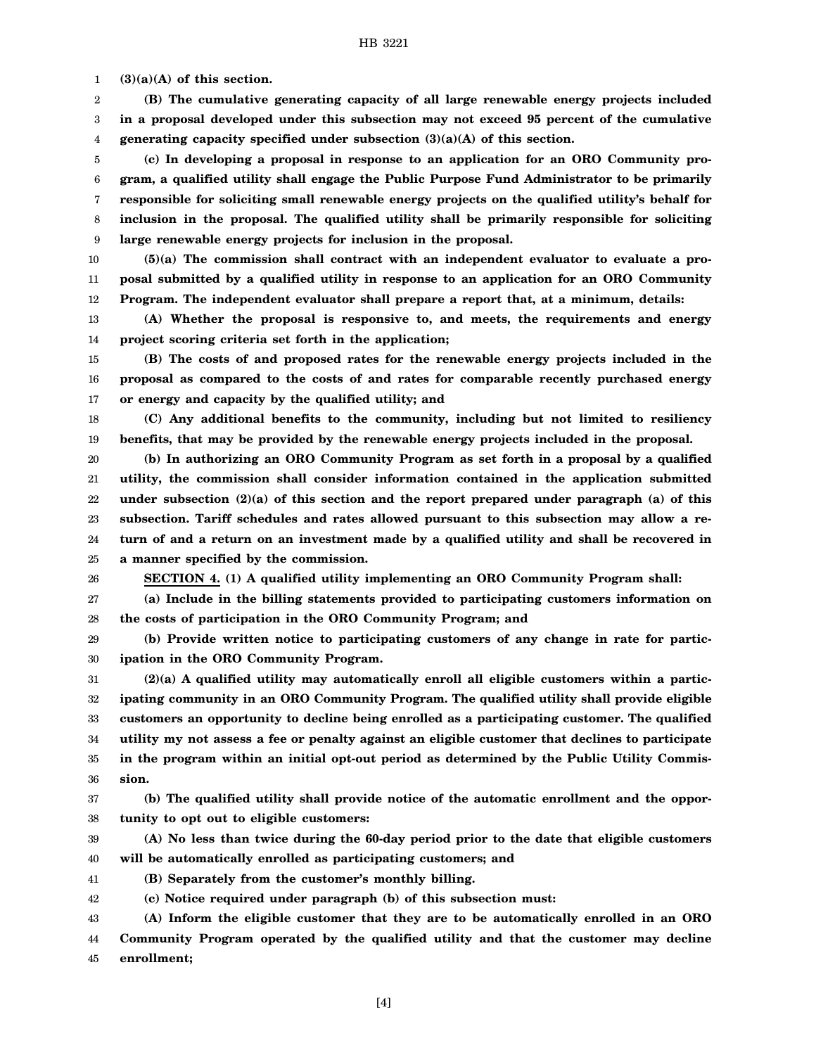**(3)(a)(A) of this section.**

**(B) The cumulative generating capacity of all large renewable energy projects included in a proposal developed under this subsection may not exceed 95 percent of the cumulative generating capacity specified under subsection (3)(a)(A) of this section.**

**(c) In developing a proposal in response to an application for an ORO Community program, a qualified utility shall engage the Public Purpose Fund Administrator to be primarily responsible for soliciting small renewable energy projects on the qualified utility's behalf for inclusion in the proposal. The qualified utility shall be primarily responsible for soliciting large renewable energy projects for inclusion in the proposal.**

**(5)(a) The commission shall contract with an independent evaluator to evaluate a proposal submitted by a qualified utility in response to an application for an ORO Community Program. The independent evaluator shall prepare a report that, at a minimum, details:**

**(A) Whether the proposal is responsive to, and meets, the requirements and energy project scoring criteria set forth in the application;**

**(B) The costs of and proposed rates for the renewable energy projects included in the proposal as compared to the costs of and rates for comparable recently purchased energy or energy and capacity by the qualified utility; and**

**(C) Any additional benefits to the community, including but not limited to resiliency benefits, that may be provided by the renewable energy projects included in the proposal.**

**(b) In authorizing an ORO Community Program as set forth in a proposal by a qualified utility, the commission shall consider information contained in the application submitted under subsection (2)(a) of this section and the report prepared under paragraph (a) of this subsection. Tariff schedules and rates allowed pursuant to this subsection may allow a return of and a return on an investment made by a qualified utility and shall be recovered in a manner specified by the commission.**

**SECTION 4. (1) A qualified utility implementing an ORO Community Program shall:**

**(a) Include in the billing statements provided to participating customers information on the costs of participation in the ORO Community Program; and**

**(b) Provide written notice to participating customers of any change in rate for participation in the ORO Community Program.**

**(2)(a) A qualified utility may automatically enroll all eligible customers within a participating community in an ORO Community Program. The qualified utility shall provide eligible customers an opportunity to decline being enrolled as a participating customer. The qualified utility my not assess a fee or penalty against an eligible customer that declines to participate in the program within an initial opt-out period as determined by the Public Utility Commission.**

**(b) The qualified utility shall provide notice of the automatic enrollment and the opportunity to opt out to eligible customers:**

**(A) No less than twice during the 60-day period prior to the date that eligible customers will be automatically enrolled as participating customers; and**

**(B) Separately from the customer's monthly billing.**

**(c) Notice required under paragraph (b) of this subsection must:**

**(A) Inform the eligible customer that they are to be automatically enrolled in an ORO Community Program operated by the qualified utility and that the customer may decline enrollment;**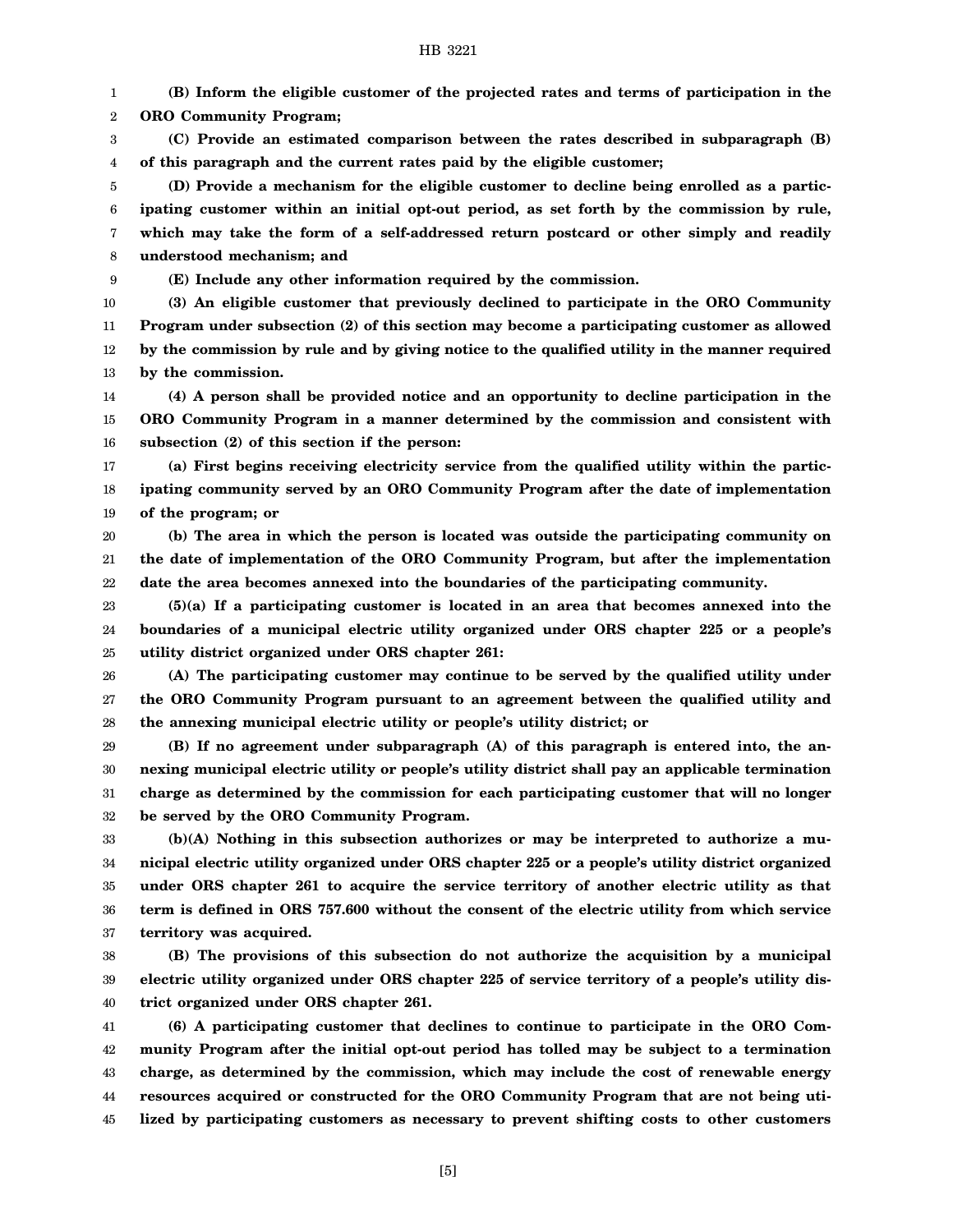**(B) Inform the eligible customer of the projected rates and terms of participation in the ORO Community Program;**

**(C) Provide an estimated comparison between the rates described in subparagraph (B) of this paragraph and the current rates paid by the eligible customer;**

**(D) Provide a mechanism for the eligible customer to decline being enrolled as a participating customer within an initial opt-out period, as set forth by the commission by rule, which may take the form of a self-addressed return postcard or other simply and readily understood mechanism; and**

**(E) Include any other information required by the commission.**

**(3) An eligible customer that previously declined to participate in the ORO Community Program under subsection (2) of this section may become a participating customer as allowed by the commission by rule and by giving notice to the qualified utility in the manner required by the commission.**

**(4) A person shall be provided notice and an opportunity to decline participation in the ORO Community Program in a manner determined by the commission and consistent with subsection (2) of this section if the person:**

**(a) First begins receiving electricity service from the qualified utility within the participating community served by an ORO Community Program after the date of implementation of the program; or**

**(b) The area in which the person is located was outside the participating community on the date of implementation of the ORO Community Program, but after the implementation date the area becomes annexed into the boundaries of the participating community.**

**(5)(a) If a participating customer is located in an area that becomes annexed into the boundaries of a municipal electric utility organized under ORS chapter 225 or a people's utility district organized under ORS chapter 261:**

**(A) The participating customer may continue to be served by the qualified utility under the ORO Community Program pursuant to an agreement between the qualified utility and the annexing municipal electric utility or people's utility district; or**

**(B) If no agreement under subparagraph (A) of this paragraph is entered into, the annexing municipal electric utility or people's utility district shall pay an applicable termination charge as determined by the commission for each participating customer that will no longer be served by the ORO Community Program.**

**(b)(A) Nothing in this subsection authorizes or may be interpreted to authorize a municipal electric utility organized under ORS chapter 225 or a people's utility district organized under ORS chapter 261 to acquire the service territory of another electric utility as that term is defined in ORS 757.600 without the consent of the electric utility from which service territory was acquired.**

**(B) The provisions of this subsection do not authorize the acquisition by a municipal electric utility organized under ORS chapter 225 of service territory of a people's utility district organized under ORS chapter 261.**

**(6) A participating customer that declines to continue to participate in the ORO Community Program after the initial opt-out period has tolled may be subject to a termination charge, as determined by the commission, which may include the cost of renewable energy resources acquired or constructed for the ORO Community Program that are not being utilized by participating customers as necessary to prevent shifting costs to other customers**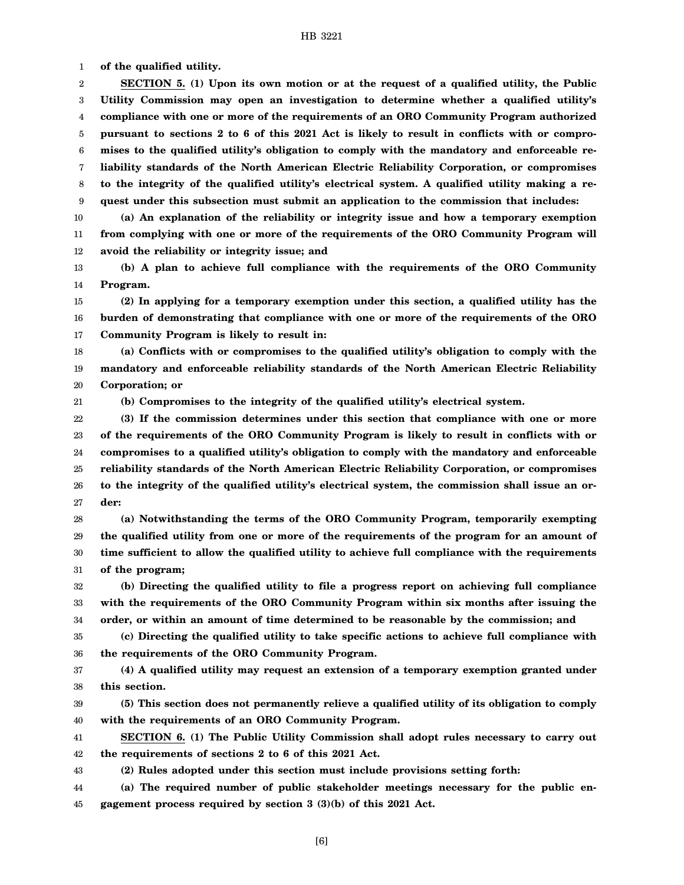**of the qualified utility.**

**SECTION 5. (1) Upon its own motion or at the request of a qualified utility, the Public Utility Commission may open an investigation to determine whether a qualified utility's compliance with one or more of the requirements of an ORO Community Program authorized pursuant to sections 2 to 6 of this 2021 Act is likely to result in conflicts with or compromises to the qualified utility's obligation to comply with the mandatory and enforceable reliability standards of the North American Electric Reliability Corporation, or compromises to the integrity of the qualified utility's electrical system. A qualified utility making a request under this subsection must submit an application to the commission that includes:**

**(a) An explanation of the reliability or integrity issue and how a temporary exemption from complying with one or more of the requirements of the ORO Community Program will avoid the reliability or integrity issue; and**

**(b) A plan to achieve full compliance with the requirements of the ORO Community Program.**

**(2) In applying for a temporary exemption under this section, a qualified utility has the burden of demonstrating that compliance with one or more of the requirements of the ORO Community Program is likely to result in:**

**(a) Conflicts with or compromises to the qualified utility's obligation to comply with the mandatory and enforceable reliability standards of the North American Electric Reliability Corporation; or**

**(b) Compromises to the integrity of the qualified utility's electrical system.**

**(3) If the commission determines under this section that compliance with one or more of the requirements of the ORO Community Program is likely to result in conflicts with or compromises to a qualified utility's obligation to comply with the mandatory and enforceable reliability standards of the North American Electric Reliability Corporation, or compromises to the integrity of the qualified utility's electrical system, the commission shall issue an order:**

**(a) Notwithstanding the terms of the ORO Community Program, temporarily exempting the qualified utility from one or more of the requirements of the program for an amount of time sufficient to allow the qualified utility to achieve full compliance with the requirements of the program;**

**(b) Directing the qualified utility to file a progress report on achieving full compliance with the requirements of the ORO Community Program within six months after issuing the order, or within an amount of time determined to be reasonable by the commission; and**

**(c) Directing the qualified utility to take specific actions to achieve full compliance with the requirements of the ORO Community Program.**

**(4) A qualified utility may request an extension of a temporary exemption granted under this section.**

**(5) This section does not permanently relieve a qualified utility of its obligation to comply with the requirements of an ORO Community Program.**

**SECTION 6. (1) The Public Utility Commission shall adopt rules necessary to carry out the requirements of sections 2 to 6 of this 2021 Act.**

**(2) Rules adopted under this section must include provisions setting forth:**

**(a) The required number of public stakeholder meetings necessary for the public engagement process required by section 3 (3)(b) of this 2021 Act.**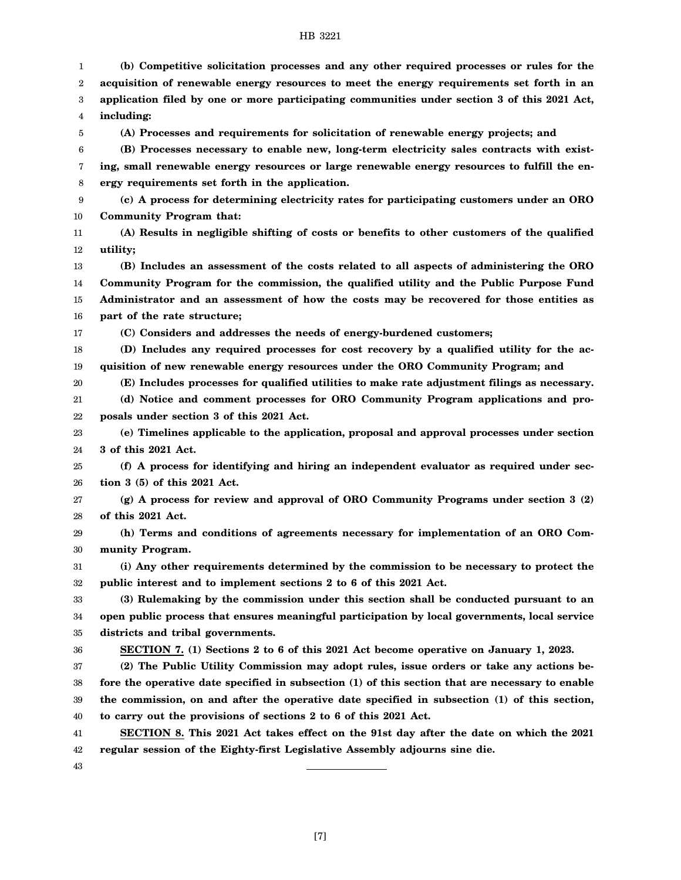**(b) Competitive solicitation processes and any other required processes or rules for the acquisition of renewable energy resources to meet the energy requirements set forth in an application filed by one or more participating communities under section 3 of this 2021 Act, including:**

**(A) Processes and requirements for solicitation of renewable energy projects; and**

**(B) Processes necessary to enable new, long-term electricity sales contracts with existing, small renewable energy resources or large renewable energy resources to fulfill the energy requirements set forth in the application.**

**(c) A process for determining electricity rates for participating customers under an ORO Community Program that:**

**(A) Results in negligible shifting of costs or benefits to other customers of the qualified utility;**

**(B) Includes an assessment of the costs related to all aspects of administering the ORO Community Program for the commission, the qualified utility and the Public Purpose Fund Administrator and an assessment of how the costs may be recovered for those entities as part of the rate structure;**

**(C) Considers and addresses the needs of energy-burdened customers;**

**(D) Includes any required processes for cost recovery by a qualified utility for the acquisition of new renewable energy resources under the ORO Community Program; and**

**(E) Includes processes for qualified utilities to make rate adjustment filings as necessary.**

**(d) Notice and comment processes for ORO Community Program applications and proposals under section 3 of this 2021 Act.**

**(e) Timelines applicable to the application, proposal and approval processes under section 3 of this 2021 Act.**

**(f) A process for identifying and hiring an independent evaluator as required under section 3 (5) of this 2021 Act.**

**(g) A process for review and approval of ORO Community Programs under section 3 (2) of this 2021 Act.**

**(h) Terms and conditions of agreements necessary for implementation of an ORO Community Program.**

**(i) Any other requirements determined by the commission to be necessary to protect the public interest and to implement sections 2 to 6 of this 2021 Act.**

**(3) Rulemaking by the commission under this section shall be conducted pursuant to an open public process that ensures meaningful participation by local governments, local service districts and tribal governments.**

**SECTION 7. (1) Sections 2 to 6 of this 2021 Act become operative on January 1, 2023.**

**(2) The Public Utility Commission may adopt rules, issue orders or take any actions before the operative date specified in subsection (1) of this section that are necessary to enable the commission, on and after the operative date specified in subsection (1) of this section, to carry out the provisions of sections 2 to 6 of this 2021 Act.**

**SECTION 8. This 2021 Act takes effect on the 91st day after the date on which the 2021 regular session of the Eighty-first Legislative Assembly adjourns sine die.**